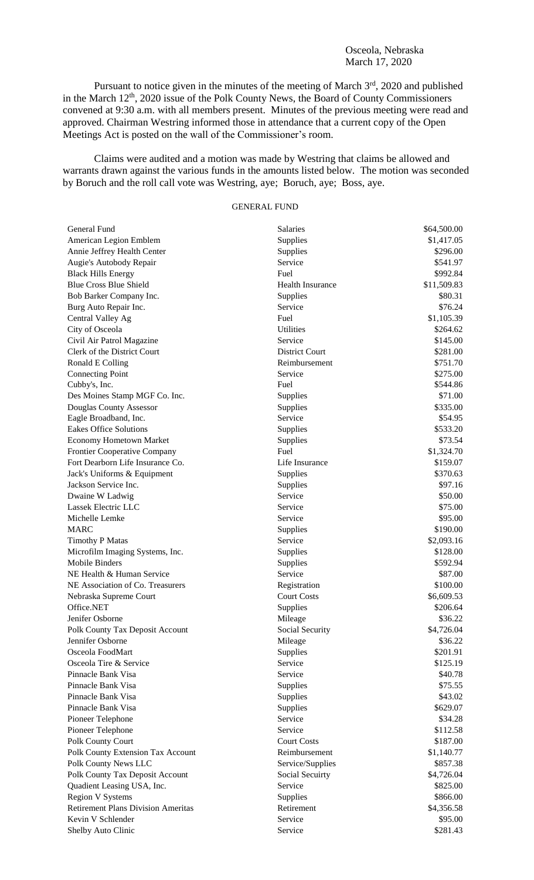Osceola, Nebraska
March 17, 2020

Pursuant to notice given in the minutes of the meeting of March 3rd, 2020 and published in the March 12th, 2020 issue of the Polk County News, the Board of County Commissioners convened at 9:30 a.m. with all members present. Minutes of the previous meeting were read and approved. Chairman Westring informed those in attendance that a current copy of the Open Meetings Act is posted on the wall of the Commissioner's room.

Claims were audited and a motion was made by Westring that claims be allowed and warrants drawn against the various funds in the amounts listed below. The motion was seconded by Boruch and the roll call vote was Westring, aye; Boruch, aye; Boss, aye.

GENERAL FUND

| | | |
|---|---|---|
| General Fund | Salaries | $64,500.00 |
| American Legion Emblem | Supplies | $1,417.05 |
| Annie Jeffrey Health Center | Supplies | $296.00 |
| Augie's Autobody Repair | Service | $541.97 |
| Black Hills Energy | Fuel | $992.84 |
| Blue Cross Blue Shield | Health Insurance | $11,509.83 |
| Bob Barker Company Inc. | Supplies | $80.31 |
| Burg Auto Repair Inc. | Service | $76.24 |
| Central Valley Ag | Fuel | $1,105.39 |
| City of Osceola | Utilities | $264.62 |
| Civil Air Patrol Magazine | Service | $145.00 |
| Clerk of the District Court | District Court | $281.00 |
| Ronald E Colling | Reimbursement | $751.70 |
| Connecting Point | Service | $275.00 |
| Cubby's, Inc. | Fuel | $544.86 |
| Des Moines Stamp MGF Co. Inc. | Supplies | $71.00 |
| Douglas County Assessor | Supplies | $335.00 |
| Eagle Broadband, Inc. | Service | $54.95 |
| Eakes Office Solutions | Supplies | $533.20 |
| Economy Hometown Market | Supplies | $73.54 |
| Frontier Cooperative Company | Fuel | $1,324.70 |
| Fort Dearborn Life Insurance Co. | Life Insurance | $159.07 |
| Jack's Uniforms & Equipment | Supplies | $370.63 |
| Jackson Service Inc. | Supplies | $97.16 |
| Dwaine W Ladwig | Service | $50.00 |
| Lassek Electric LLC | Service | $75.00 |
| Michelle Lemke | Service | $95.00 |
| MARC | Supplies | $190.00 |
| Timothy P Matas | Service | $2,093.16 |
| Microfilm Imaging Systems, Inc. | Supplies | $128.00 |
| Mobile Binders | Supplies | $592.94 |
| NE Health & Human Service | Service | $87.00 |
| NE Association of Co. Treasurers | Registration | $100.00 |
| Nebraska Supreme Court | Court Costs | $6,609.53 |
| Office.NET | Supplies | $206.64 |
| Jenifer Osborne | Mileage | $36.22 |
| Polk County Tax Deposit Account | Social Security | $4,726.04 |
| Jennifer Osborne | Mileage | $36.22 |
| Osceola FoodMart | Supplies | $201.91 |
| Osceola Tire & Service | Service | $125.19 |
| Pinnacle Bank Visa | Service | $40.78 |
| Pinnacle Bank Visa | Supplies | $75.55 |
| Pinnacle Bank Visa | Supplies | $43.02 |
| Pinnacle Bank Visa | Supplies | $629.07 |
| Pioneer Telephone | Service | $34.28 |
| Pioneer Telephone | Service | $112.58 |
| Polk County Court | Court Costs | $187.00 |
| Polk County Extension Tax Account | Reimbursement | $1,140.77 |
| Polk County News LLC | Service/Supplies | $857.38 |
| Polk County Tax Deposit Account | Social Secuirty | $4,726.04 |
| Quadient Leasing USA, Inc. | Service | $825.00 |
| Region V Systems | Supplies | $866.00 |
| Retirement Plans Division Ameritas | Retirement | $4,356.58 |
| Kevin V Schlender | Service | $95.00 |
| Shelby Auto Clinic | Service | $281.43 |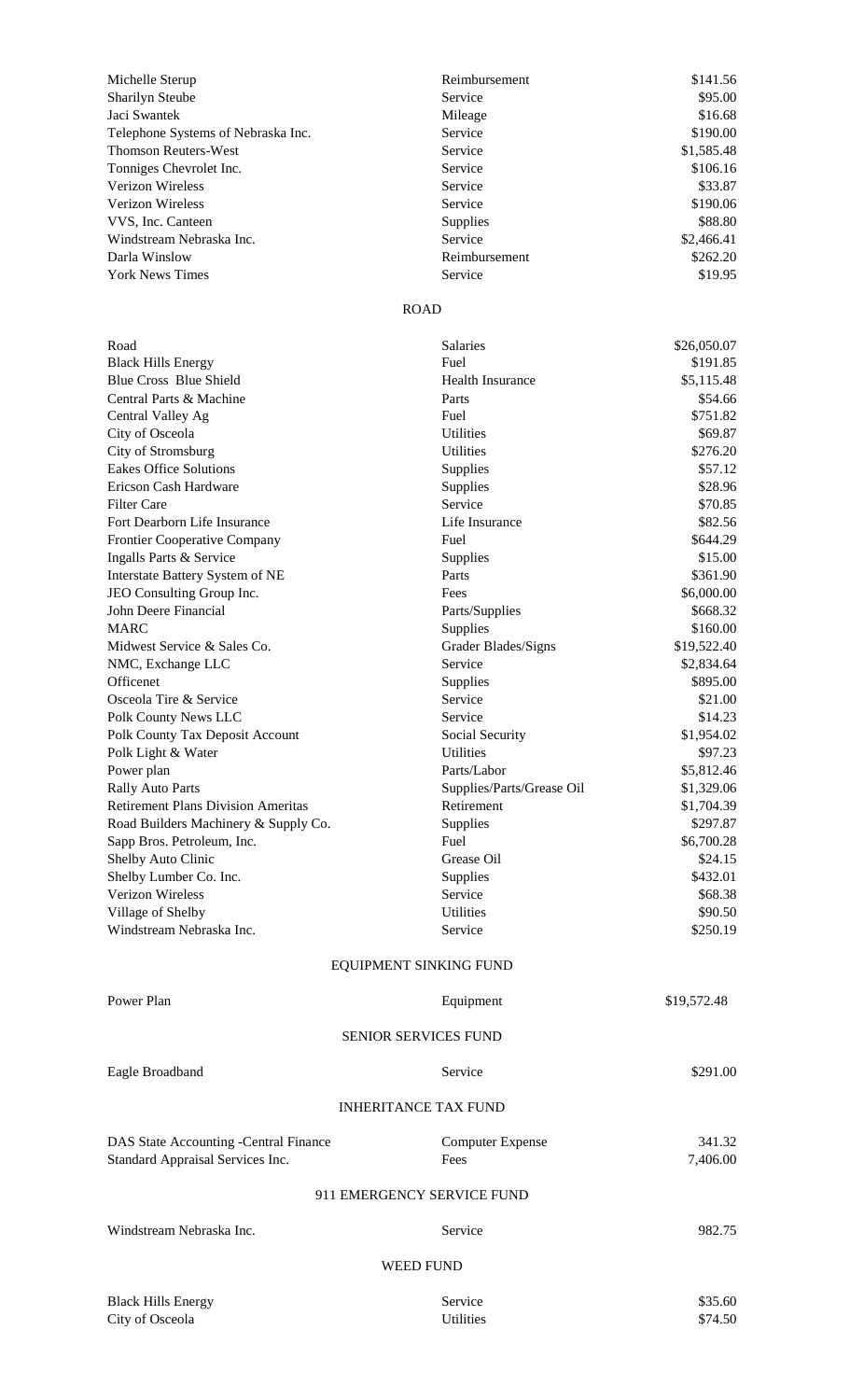| | | |
|---|---|---|
| Michelle Sterup | Reimbursement | $141.56 |
| Sharilyn Steube | Service | $95.00 |
| Jaci Swantek | Mileage | $16.68 |
| Telephone Systems of Nebraska Inc. | Service | $190.00 |
| Thomson Reuters-West | Service | $1,585.48 |
| Tonniges Chevrolet Inc. | Service | $106.16 |
| Verizon Wireless | Service | $33.87 |
| Verizon Wireless | Service | $190.06 |
| VVS, Inc. Canteen | Supplies | $88.80 |
| Windstream Nebraska Inc. | Service | $2,466.41 |
| Darla Winslow | Reimbursement | $262.20 |
| York News Times | Service | $19.95 |

ROAD

| | | |
|---|---|---|
| Road | Salaries | $26,050.07 |
| Black Hills Energy | Fuel | $191.85 |
| Blue Cross Blue Shield | Health Insurance | $5,115.48 |
| Central Parts & Machine | Parts | $54.66 |
| Central Valley Ag | Fuel | $751.82 |
| City of Osceola | Utilities | $69.87 |
| City of Stromsburg | Utilities | $276.20 |
| Eakes Office Solutions | Supplies | $57.12 |
| Ericson Cash Hardware | Supplies | $28.96 |
| Filter Care | Service | $70.85 |
| Fort Dearborn Life Insurance | Life Insurance | $82.56 |
| Frontier Cooperative Company | Fuel | $644.29 |
| Ingalls Parts & Service | Supplies | $15.00 |
| Interstate Battery System of NE | Parts | $361.90 |
| JEO Consulting Group Inc. | Fees | $6,000.00 |
| John Deere Financial | Parts/Supplies | $668.32 |
| MARC | Supplies | $160.00 |
| Midwest Service & Sales Co. | Grader Blades/Signs | $19,522.40 |
| NMC, Exchange LLC | Service | $2,834.64 |
| Officenet | Supplies | $895.00 |
| Osceola Tire & Service | Service | $21.00 |
| Polk County News LLC | Service | $14.23 |
| Polk County Tax Deposit Account | Social Security | $1,954.02 |
| Polk Light & Water | Utilities | $97.23 |
| Power plan | Parts/Labor | $5,812.46 |
| Rally Auto Parts | Supplies/Parts/Grease Oil | $1,329.06 |
| Retirement Plans Division Ameritas | Retirement | $1,704.39 |
| Road Builders Machinery & Supply Co. | Supplies | $297.87 |
| Sapp Bros. Petroleum, Inc. | Fuel | $6,700.28 |
| Shelby Auto Clinic | Grease Oil | $24.15 |
| Shelby Lumber Co. Inc. | Supplies | $432.01 |
| Verizon Wireless | Service | $68.38 |
| Village of Shelby | Utilities | $90.50 |
| Windstream Nebraska Inc. | Service | $250.19 |

EQUIPMENT SINKING FUND

| | | |
|---|---|---|
| Power Plan | Equipment | $19,572.48 |

SENIOR SERVICES FUND

| | | |
|---|---|---|
| Eagle Broadband | Service | $291.00 |

INHERITANCE TAX FUND

| | | |
|---|---|---|
| DAS State Accounting -Central Finance | Computer Expense | 341.32 |
| Standard Appraisal Services Inc. | Fees | 7,406.00 |

911 EMERGENCY SERVICE FUND

| | | |
|---|---|---|
| Windstream Nebraska Inc. | Service | 982.75 |

WEED FUND

| | | |
|---|---|---|
| Black Hills Energy | Service | $35.60 |
| City of Osceola | Utilities | $74.50 |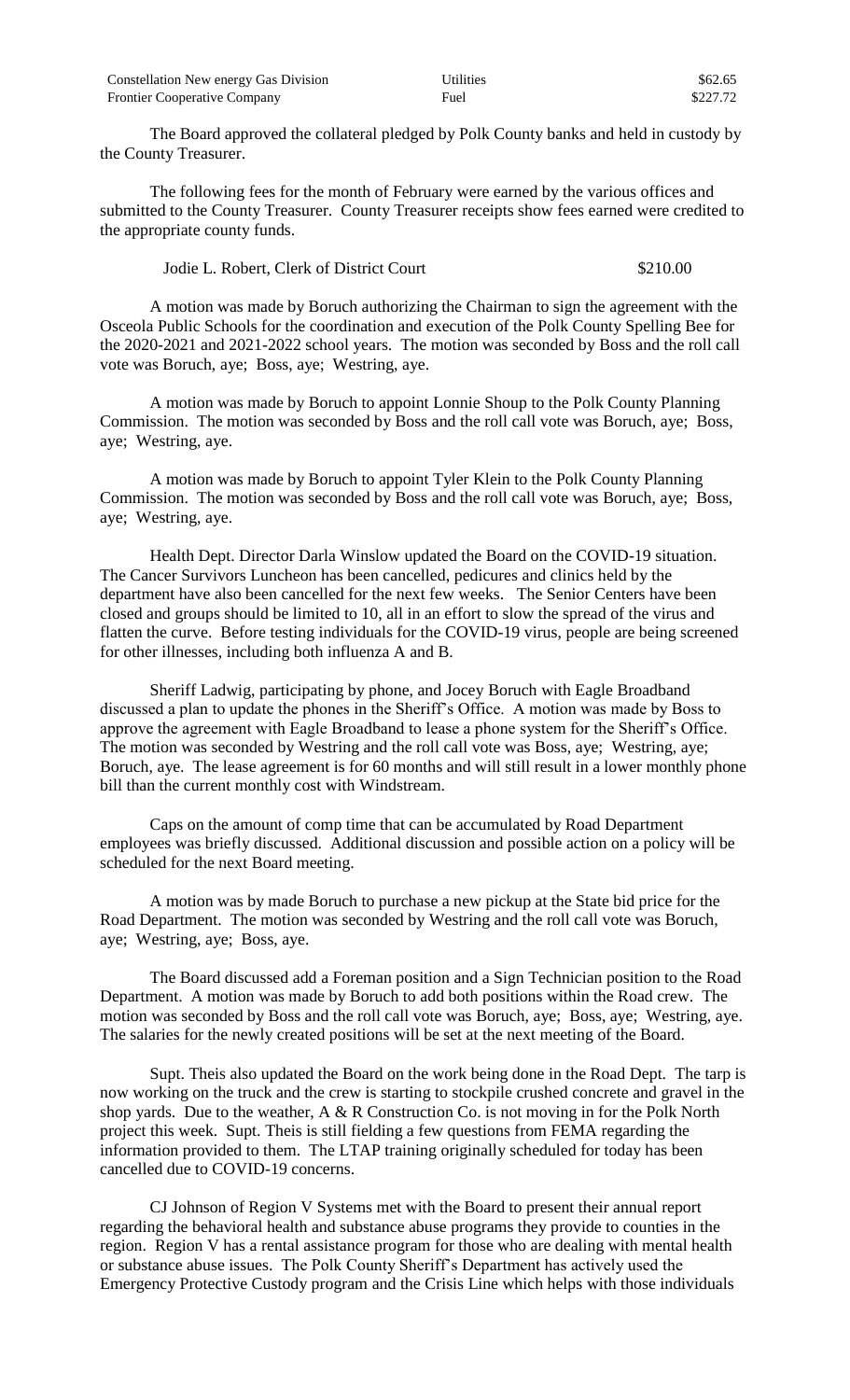| | | |
|---|---|---|
| Constellation New energy Gas Division | Utilities | \$62.65 |
| Frontier Cooperative Company | Fuel | \$227.72 |

The Board approved the collateral pledged by Polk County banks and held in custody by the County Treasurer.

The following fees for the month of February were earned by the various offices and submitted to the County Treasurer. County Treasurer receipts show fees earned were credited to the appropriate county funds.

| | |
|---|---|
| Jodie L. Robert, Clerk of District Court | \$210.00 |

A motion was made by Boruch authorizing the Chairman to sign the agreement with the Osceola Public Schools for the coordination and execution of the Polk County Spelling Bee for the 2020-2021 and 2021-2022 school years. The motion was seconded by Boss and the roll call vote was Boruch, aye; Boss, aye; Westring, aye.

A motion was made by Boruch to appoint Lonnie Shoup to the Polk County Planning Commission. The motion was seconded by Boss and the roll call vote was Boruch, aye; Boss, aye; Westring, aye.

A motion was made by Boruch to appoint Tyler Klein to the Polk County Planning Commission. The motion was seconded by Boss and the roll call vote was Boruch, aye; Boss, aye; Westring, aye.

Health Dept. Director Darla Winslow updated the Board on the COVID-19 situation. The Cancer Survivors Luncheon has been cancelled, pedicures and clinics held by the department have also been cancelled for the next few weeks. The Senior Centers have been closed and groups should be limited to 10, all in an effort to slow the spread of the virus and flatten the curve. Before testing individuals for the COVID-19 virus, people are being screened for other illnesses, including both influenza A and B.

Sheriff Ladwig, participating by phone, and Jocey Boruch with Eagle Broadband discussed a plan to update the phones in the Sheriff's Office. A motion was made by Boss to approve the agreement with Eagle Broadband to lease a phone system for the Sheriff's Office. The motion was seconded by Westring and the roll call vote was Boss, aye; Westring, aye; Boruch, aye. The lease agreement is for 60 months and will still result in a lower monthly phone bill than the current monthly cost with Windstream.

Caps on the amount of comp time that can be accumulated by Road Department employees was briefly discussed. Additional discussion and possible action on a policy will be scheduled for the next Board meeting.

A motion was by made Boruch to purchase a new pickup at the State bid price for the Road Department. The motion was seconded by Westring and the roll call vote was Boruch, aye; Westring, aye; Boss, aye.

The Board discussed add a Foreman position and a Sign Technician position to the Road Department. A motion was made by Boruch to add both positions within the Road crew. The motion was seconded by Boss and the roll call vote was Boruch, aye; Boss, aye; Westring, aye. The salaries for the newly created positions will be set at the next meeting of the Board.

Supt. Theis also updated the Board on the work being done in the Road Dept. The tarp is now working on the truck and the crew is starting to stockpile crushed concrete and gravel in the shop yards. Due to the weather, A & R Construction Co. is not moving in for the Polk North project this week. Supt. Theis is still fielding a few questions from FEMA regarding the information provided to them. The LTAP training originally scheduled for today has been cancelled due to COVID-19 concerns.

CJ Johnson of Region V Systems met with the Board to present their annual report regarding the behavioral health and substance abuse programs they provide to counties in the region. Region V has a rental assistance program for those who are dealing with mental health or substance abuse issues. The Polk County Sheriff's Department has actively used the Emergency Protective Custody program and the Crisis Line which helps with those individuals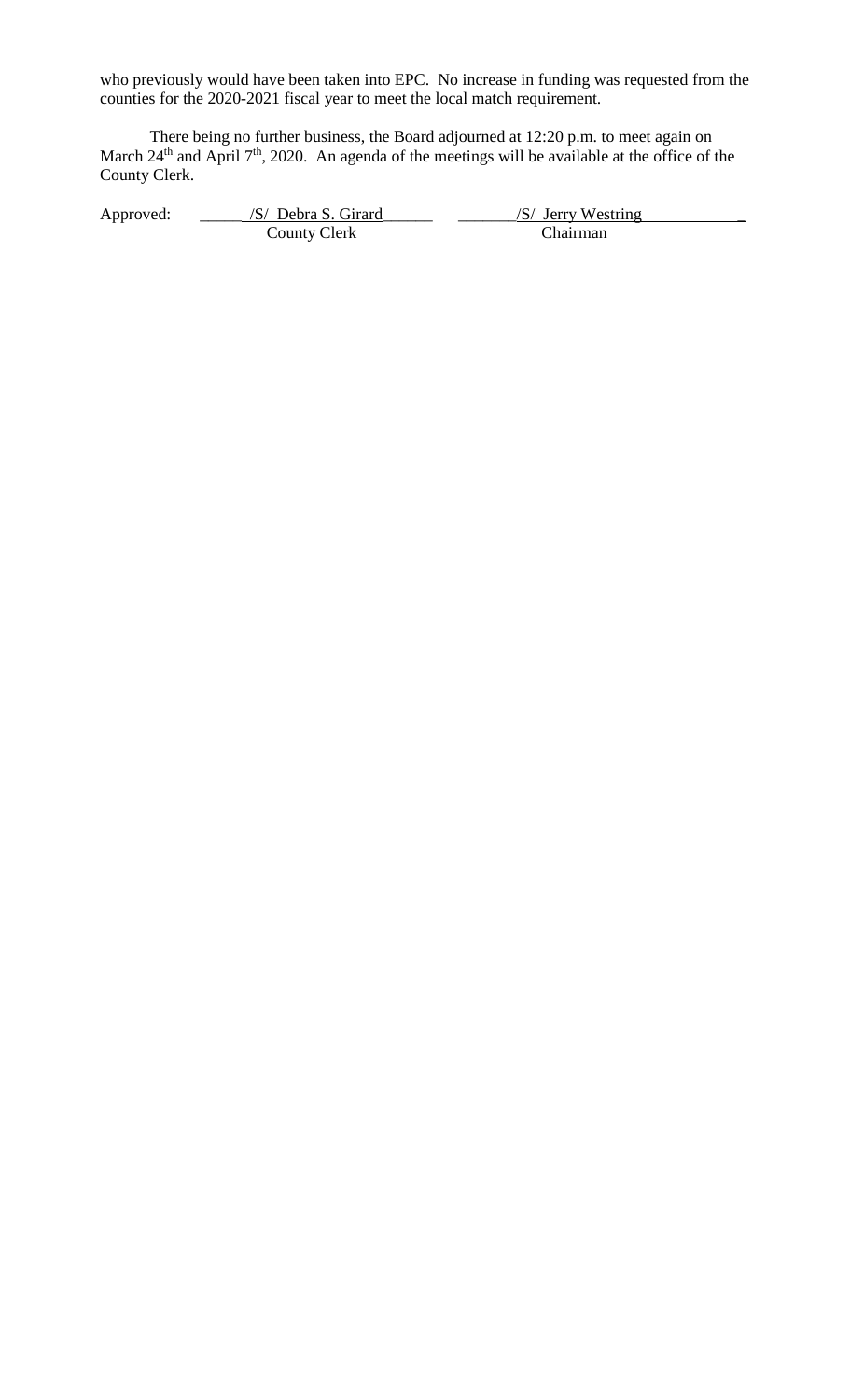who previously would have been taken into EPC. No increase in funding was requested from the counties for the 2020-2021 fiscal year to meet the local match requirement.

There being no further business, the Board adjourned at 12:20 p.m. to meet again on March 24th and April 7th, 2020. An agenda of the meetings will be available at the office of the County Clerk.

| | | |
|---|---|---|
| Approved: | /S/ Debra S. Girard | /S/ Jerry Westring |
| | County Clerk | Chairman |